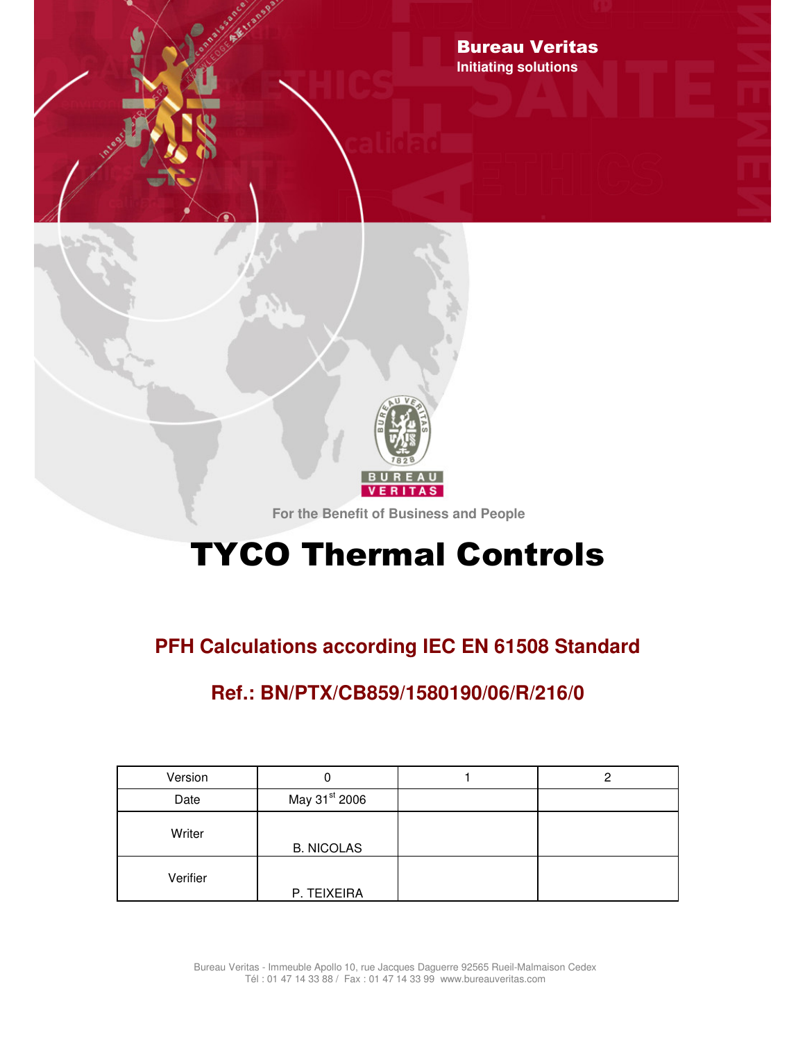**Bureau Veritas**
Initiating solutions

For the Benefit of Business and People

# TYCO Thermal Controls

## PFH Calculations according IEC EN 61508 Standard

## Ref.: BN/PTX/CB859/1580190/06/R/216/0

| Version | 0 | 1 | 2 |
|---|---|---|---|
| Date | May 31st 2006 | | |
| Writer | B. NICOLAS | | |
| Verifier | P. TEIXEIRA | | |

Bureau Veritas - Immeuble Apollo 10, rue Jacques Daguerre 92565 Rueil-Malmaison Cedex
Tél : 01 47 14 33 88 / Fax : 01 47 14 33 99 www.bureauveritas.com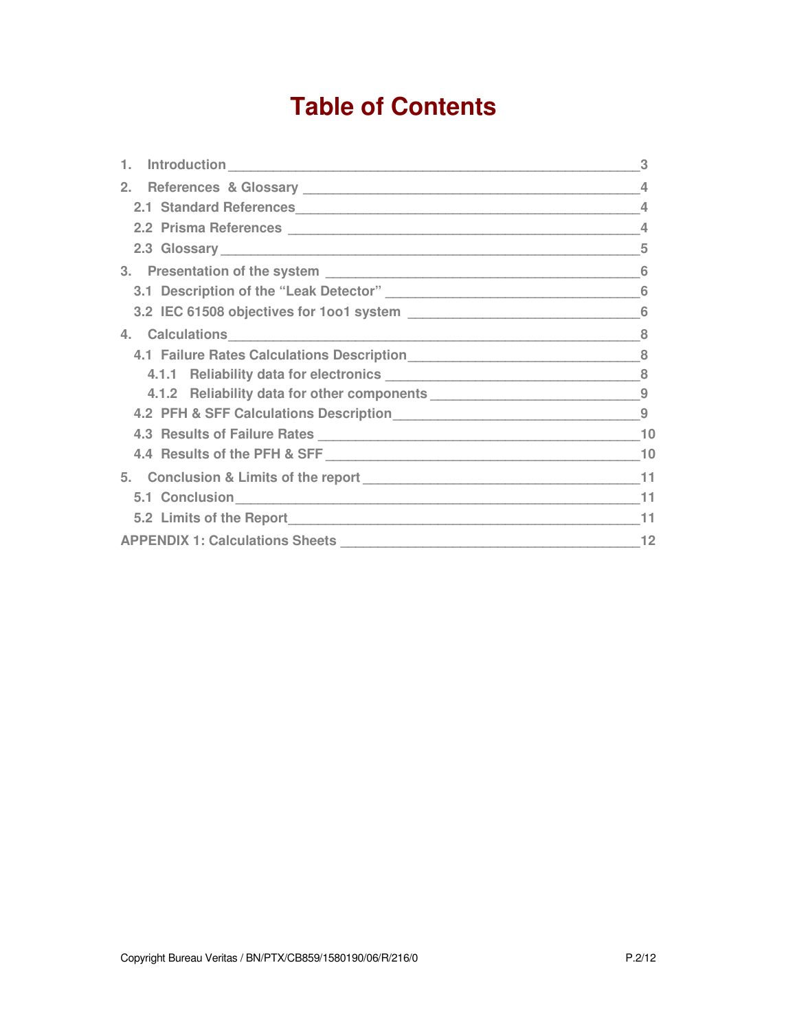# Table of Contents

1. Introduction ____ 3
2. References & Glossary ____ 4
   - 2.1 Standard References ____ 4
   - 2.2 Prisma References ____ 4
   - 2.3 Glossary ____ 5
3. Presentation of the system ____ 6
   - 3.1 Description of the “Leak Detector” ____ 6
   - 3.2 IEC 61508 objectives for 1oo1 system ____ 6
4. Calculations ____ 8
   - 4.1 Failure Rates Calculations Description ____ 8
     - 4.1.1 Reliability data for electronics ____ 8
     - 4.1.2 Reliability data for other components ____ 9
   - 4.2 PFH & SFF Calculations Description ____ 9
   - 4.3 Results of Failure Rates ____ 10
   - 4.4 Results of the PFH & SFF ____ 10
5. Conclusion & Limits of the report ____ 11
   - 5.1 Conclusion ____ 11
   - 5.2 Limits of the Report ____ 11

APPENDIX 1: Calculations Sheets ____ 12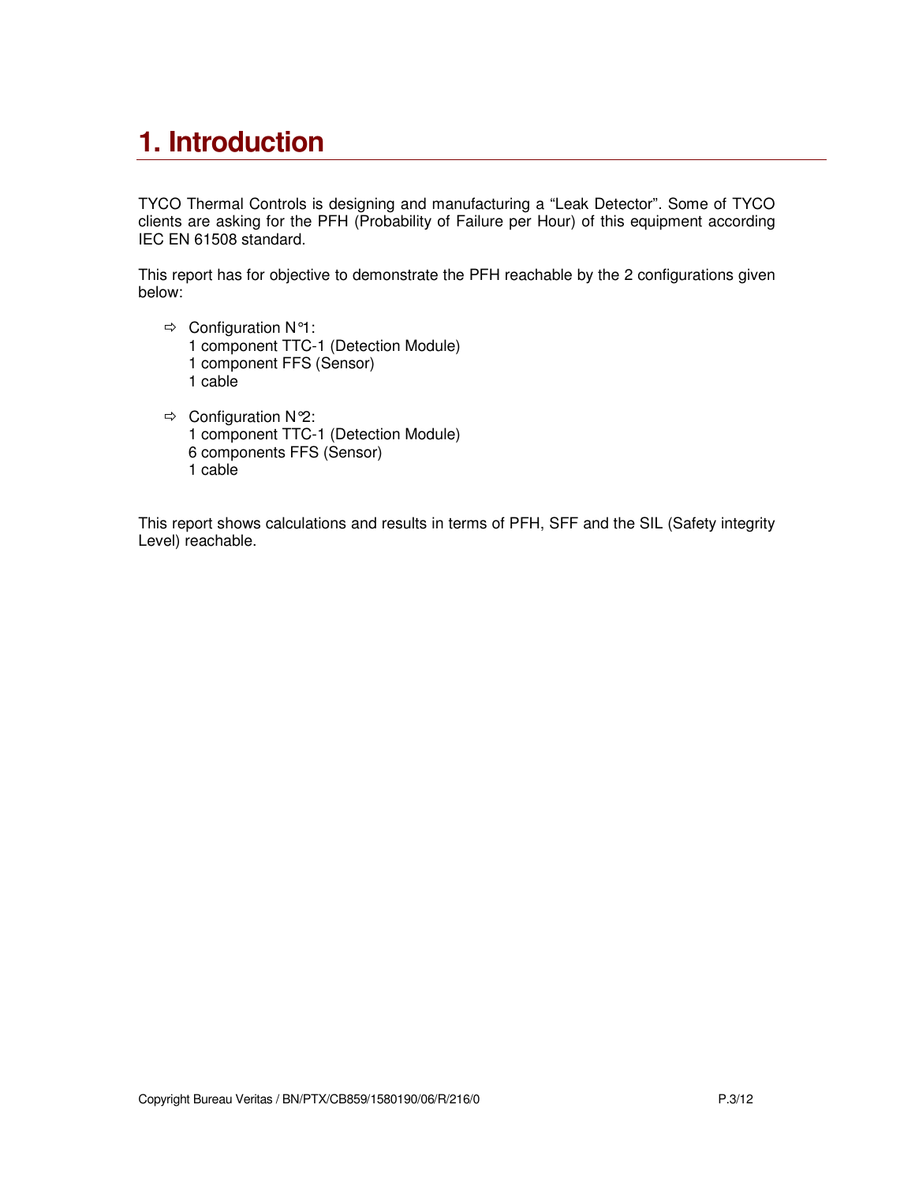# 1. Introduction

TYCO Thermal Controls is designing and manufacturing a “Leak Detector”. Some of TYCO clients are asking for the PFH (Probability of Failure per Hour) of this equipment according IEC EN 61508 standard.

This report has for objective to demonstrate the PFH reachable by the 2 configurations given below:

- ⇨ Configuration N°1:
  1 component TTC-1 (Detection Module)
  1 component FFS (Sensor)
  1 cable

- ⇨ Configuration N°2:
  1 component TTC-1 (Detection Module)
  6 components FFS (Sensor)
  1 cable

This report shows calculations and results in terms of PFH, SFF and the SIL (Safety integrity Level) reachable.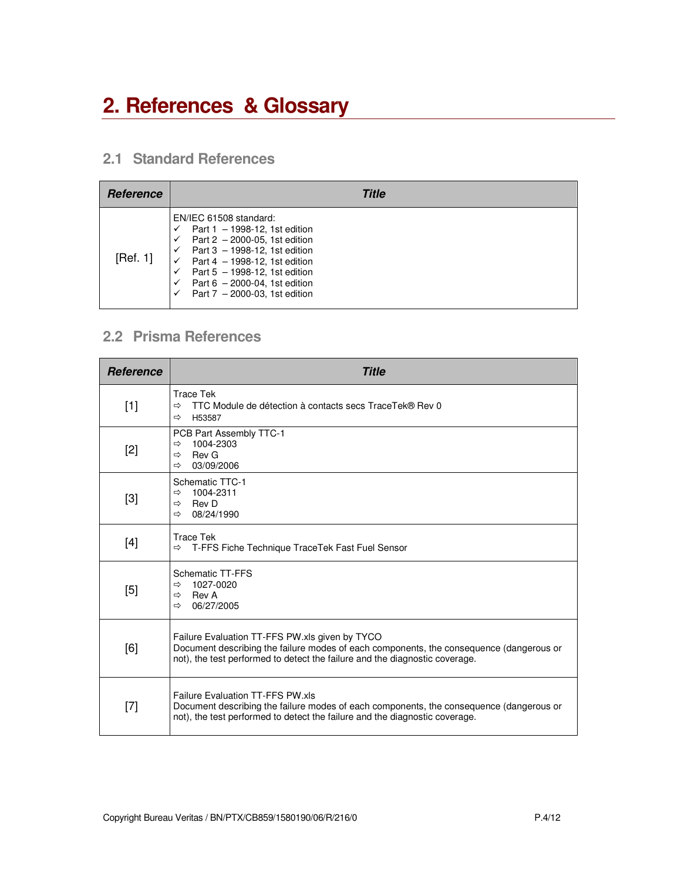# 2. References & Glossary

## 2.1 Standard References

| Reference | Title |
|---|---|
| [Ref. 1] | EN/IEC 61508 standard:<br>✓ Part 1 – 1998-12, 1st edition<br>✓ Part 2 – 2000-05, 1st edition<br>✓ Part 3 – 1998-12, 1st edition<br>✓ Part 4 – 1998-12, 1st edition<br>✓ Part 5 – 1998-12, 1st edition<br>✓ Part 6 – 2000-04, 1st edition<br>✓ Part 7 – 2000-03, 1st edition |

## 2.2 Prisma References

| Reference | Title |
|---|---|
| [1] | Trace Tek<br>⇨ TTC Module de détection à contacts secs TraceTek® Rev 0<br>⇨ H53587 |
| [2] | PCB Part Assembly TTC-1<br>⇨ 1004-2303<br>⇨ Rev G<br>⇨ 03/09/2006 |
| [3] | Schematic TTC-1<br>⇨ 1004-2311<br>⇨ Rev D<br>⇨ 08/24/1990 |
| [4] | Trace Tek<br>⇨ T-FFS Fiche Technique TraceTek Fast Fuel Sensor |
| [5] | Schematic TT-FFS<br>⇨ 1027-0020<br>⇨ Rev A<br>⇨ 06/27/2005 |
| [6] | Failure Evaluation TT-FFS PW.xls given by TYCO<br>Document describing the failure modes of each components, the consequence (dangerous or not), the test performed to detect the failure and the diagnostic coverage. |
| [7] | Failure Evaluation TT-FFS PW.xls<br>Document describing the failure modes of each components, the consequence (dangerous or not), the test performed to detect the failure and the diagnostic coverage. |

Copyright Bureau Veritas / BN/PTX/CB859/1580190/06/R/216/0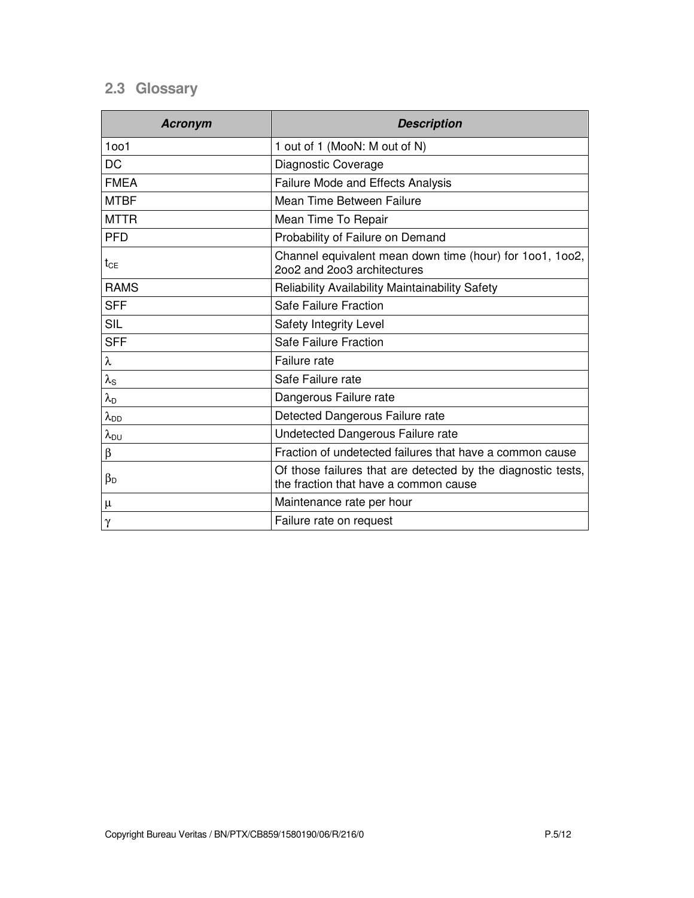## 2.3 Glossary

| ***Acronym*** | ***Description*** |
|---|---|
| 1oo1 | 1 out of 1 (MooN: M out of N) |
| DC | Diagnostic Coverage |
| FMEA | Failure Mode and Effects Analysis |
| MTBF | Mean Time Between Failure |
| MTTR | Mean Time To Repair |
| PFD | Probability of Failure on Demand |
| $t_{CE}$ | Channel equivalent mean down time (hour) for 1oo1, 1oo2, 2oo2 and 2oo3 architectures |
| RAMS | Reliability Availability Maintainability Safety |
| SFF | Safe Failure Fraction |
| SIL | Safety Integrity Level |
| SFF | Safe Failure Fraction |
| $\lambda$ | Failure rate |
| $\lambda_S$ | Safe Failure rate |
| $\lambda_D$ | Dangerous Failure rate |
| $\lambda_{DD}$ | Detected Dangerous Failure rate |
| $\lambda_{DU}$ | Undetected Dangerous Failure rate |
| $\beta$ | Fraction of undetected failures that have a common cause |
| $\beta_D$ | Of those failures that are detected by the diagnostic tests, the fraction that have a common cause |
| $\mu$ | Maintenance rate per hour |
| $\gamma$ | Failure rate on request |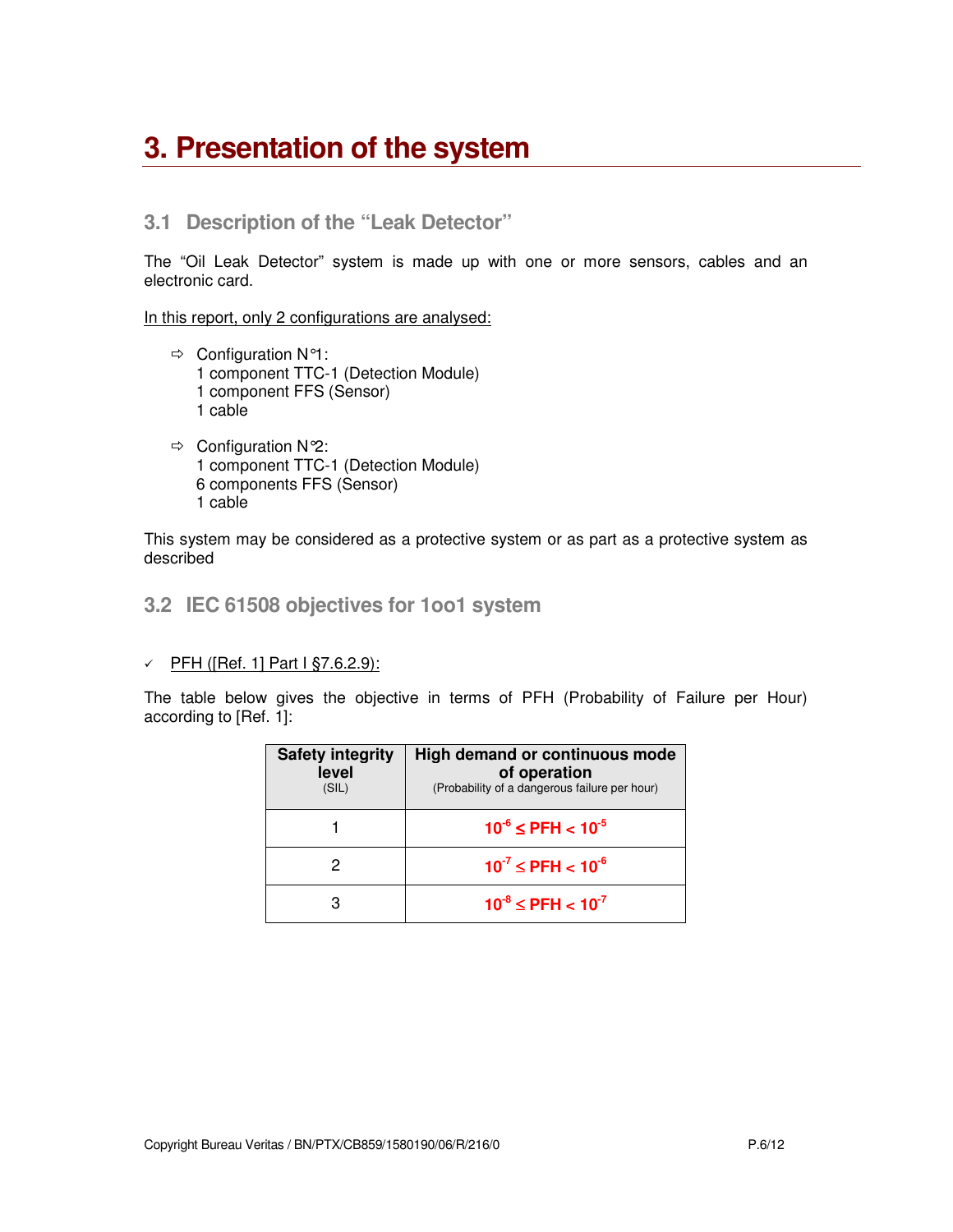# 3. Presentation of the system

## 3.1 Description of the "Leak Detector"

The "Oil Leak Detector" system is made up with one or more sensors, cables and an electronic card.

In this report, only 2 configurations are analysed:

- ⇨ Configuration N°1:
  1 component TTC-1 (Detection Module)
  1 component FFS (Sensor)
  1 cable

- ⇨ Configuration N°2:
  1 component TTC-1 (Detection Module)
  6 components FFS (Sensor)
  1 cable

This system may be considered as a protective system or as part as a protective system as described

## 3.2 IEC 61508 objectives for 1oo1 system

✓ PFH ([Ref. 1] Part I §7.6.2.9):

The table below gives the objective in terms of PFH (Probability of Failure per Hour) according to [Ref. 1]:

| **Safety integrity level** (SIL) | **High demand or continuous mode of operation** (Probability of a dangerous failure per hour) |
|---|---|
| 1 | $10^{-6} \leq PFH < 10^{-5}$ |
| 2 | $10^{-7} \leq PFH < 10^{-6}$ |
| 3 | $10^{-8} \leq PFH < 10^{-7}$ |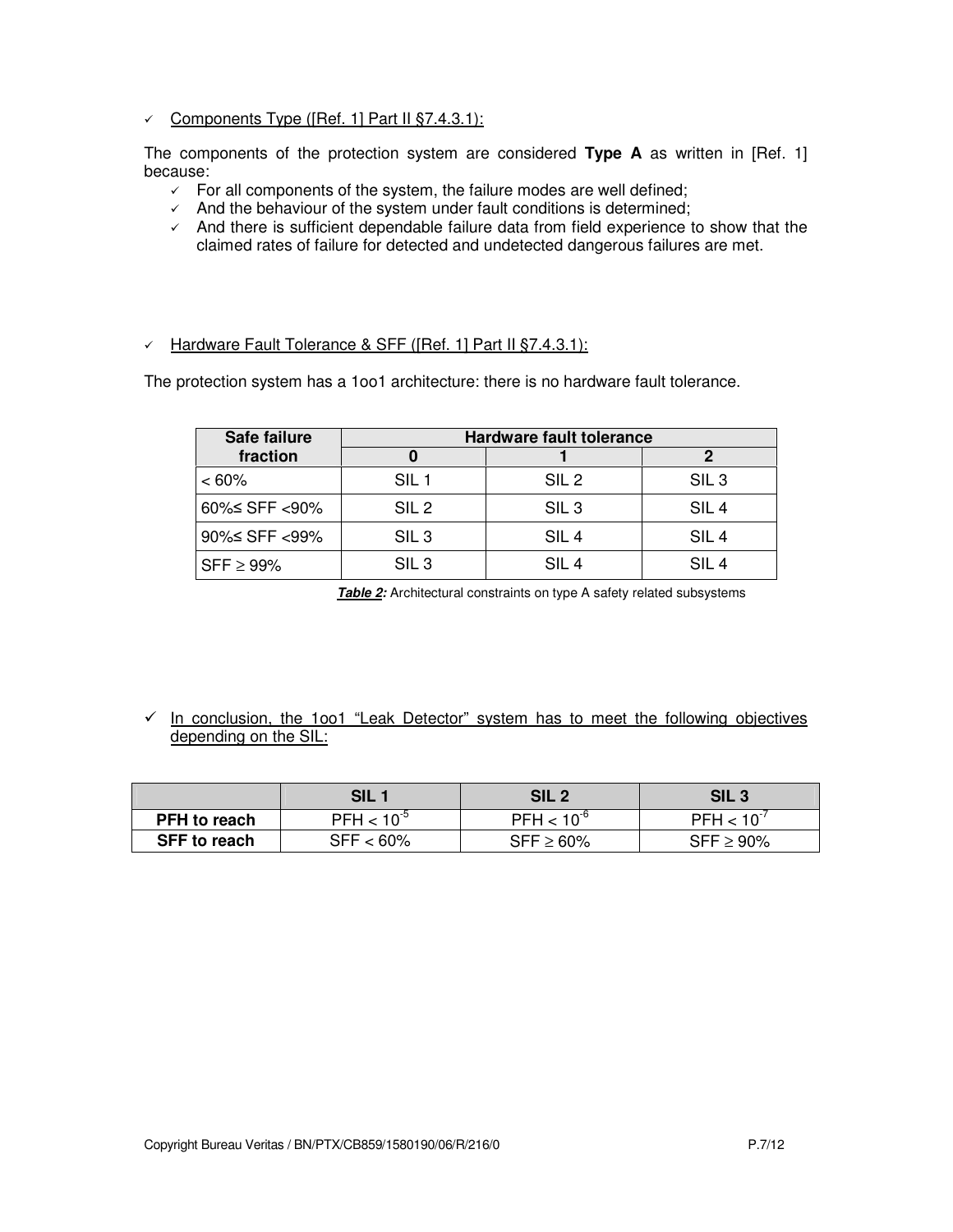- Components Type ([Ref. 1] Part II §7.4.3.1):

The components of the protection system are considered **Type A** as written in [Ref. 1] because:

- For all components of the system, the failure modes are well defined;
- And the behaviour of the system under fault conditions is determined;
- And there is sufficient dependable failure data from field experience to show that the claimed rates of failure for detected and undetected dangerous failures are met.

- Hardware Fault Tolerance & SFF ([Ref. 1] Part II §7.4.3.1):

The protection system has a 1oo1 architecture: there is no hardware fault tolerance.

| Safe failure fraction | Hardware fault tolerance | | |
|---|---|---|---|
| | 0 | 1 | 2 |
| < 60% | SIL 1 | SIL 2 | SIL 3 |
| 60%≤ SFF <90% | SIL 2 | SIL 3 | SIL 4 |
| 90%≤ SFF <99% | SIL 3 | SIL 4 | SIL 4 |
| SFF ≥ 99% | SIL 3 | SIL 4 | SIL 4 |

***Table 2:*** Architectural constraints on type A safety related subsystems

- In conclusion, the 1oo1 "Leak Detector" system has to meet the following objectives depending on the SIL:

| | SIL 1 | SIL 2 | SIL 3 |
|---|---|---|---|
| **PFH to reach** | PFH < $10^{-5}$ | PFH < $10^{-6}$ | PFH < $10^{-7}$ |
| **SFF to reach** | SFF < 60% | SFF ≥ 60% | SFF ≥ 90% |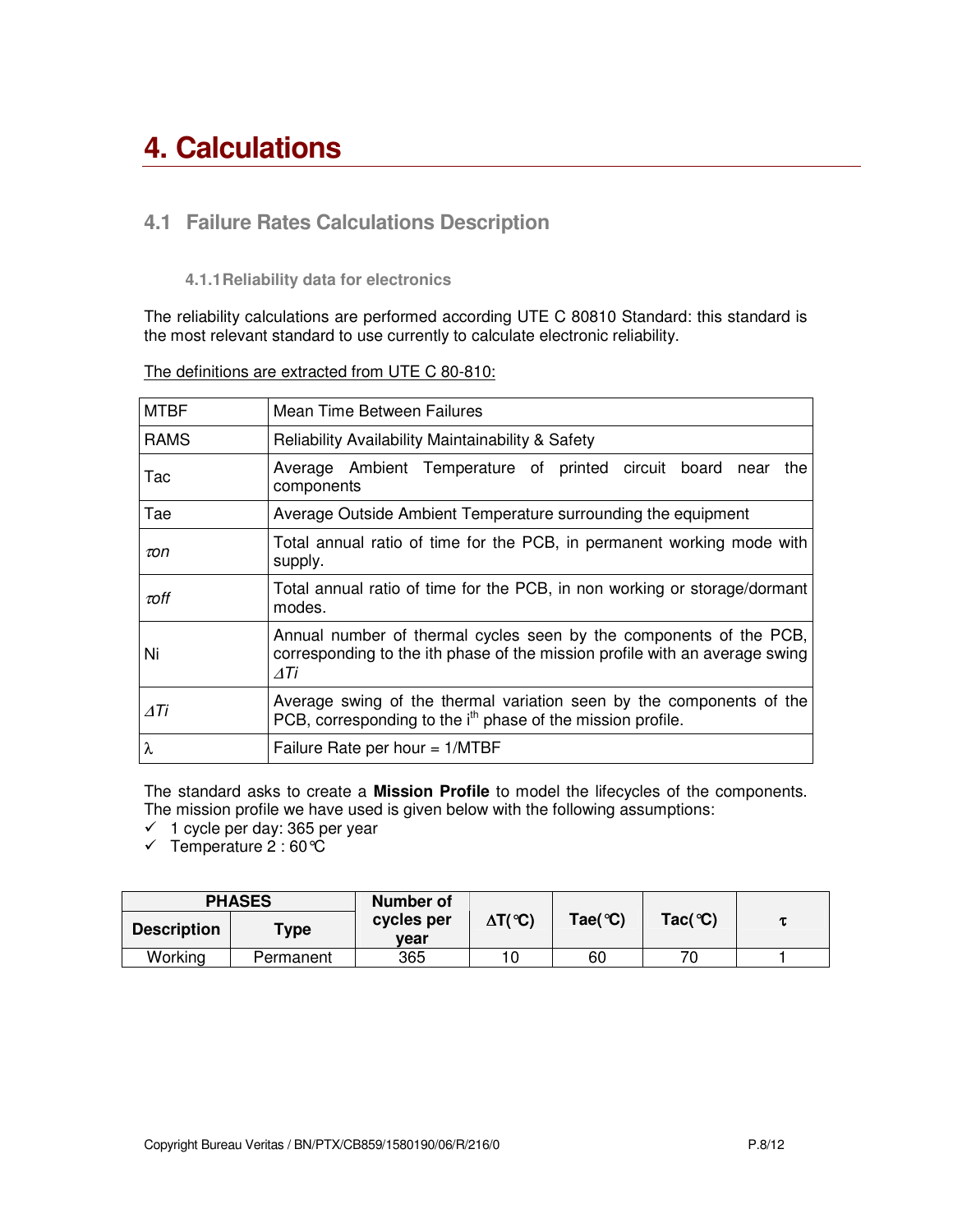# 4. Calculations

## 4.1 Failure Rates Calculations Description

### 4.1.1 Reliability data for electronics

The reliability calculations are performed according UTE C 80810 Standard: this standard is the most relevant standard to use currently to calculate electronic reliability.

The definitions are extracted from UTE C 80-810:

| | |
|---|---|
| MTBF | Mean Time Between Failures |
| RAMS | Reliability Availability Maintainability & Safety |
| Tac | Average Ambient Temperature of printed circuit board near the components |
| Tae | Average Outside Ambient Temperature surrounding the equipment |
| $\tau on$ | Total annual ratio of time for the PCB, in permanent working mode with supply. |
| $\tau off$ | Total annual ratio of time for the PCB, in non working or storage/dormant modes. |
| Ni | Annual number of thermal cycles seen by the components of the PCB, corresponding to the ith phase of the mission profile with an average swing $\Delta Ti$ |
| $\Delta Ti$ | Average swing of the thermal variation seen by the components of the PCB, corresponding to the $i^{th}$ phase of the mission profile. |
| $\lambda$ | Failure Rate per hour = 1/MTBF |

The standard asks to create a **Mission Profile** to model the lifecycles of the components. The mission profile we have used is given below with the following assumptions:

- ✓ 1 cycle per day: 365 per year
- ✓ Temperature 2 : 60°C

| PHASES | | Number of cycles per year | ΔT(°C) | Tae(°C) | Tac(°C) | $\tau$ |
|---|---|---|---|---|---|---|
| Description | Type | | | | | |
| Working | Permanent | 365 | 10 | 60 | 70 | 1 |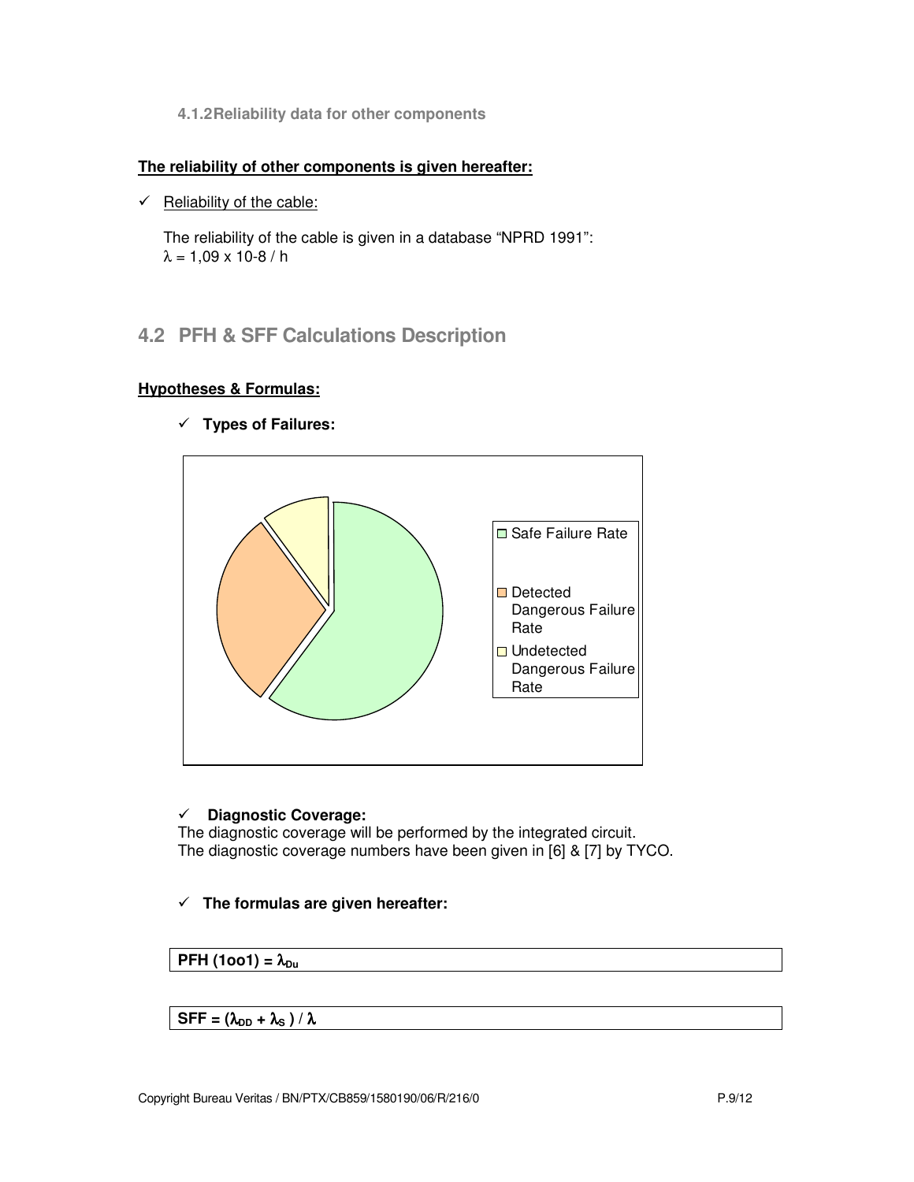#### 4.1.2 Reliability data for other components

**<u>The reliability of other components is given hereafter:</u>**

- ✓ <u>Reliability of the cable:</u>

  The reliability of the cable is given in a database "NPRD 1991":
  $\lambda$ = 1,09 x 10-8 / h

## 4.2 PFH & SFF Calculations Description

**<u>Hypotheses & Formulas:</u>**

- ✓ **Types of Failures:**

Safe Failure Rate

Detected Dangerous Failure Rate

Undetected Dangerous Failure Rate

- ✓ **Diagnostic Coverage:**

The diagnostic coverage will be performed by the integrated circuit.
The diagnostic coverage numbers have been given in [6] & [7] by TYCO.

- ✓ **The formulas are given hereafter:**

**PFH (1oo1) =** $\lambda_{Du}$

**SFF =** $(\lambda_{DD} + \lambda_{S}) / \lambda$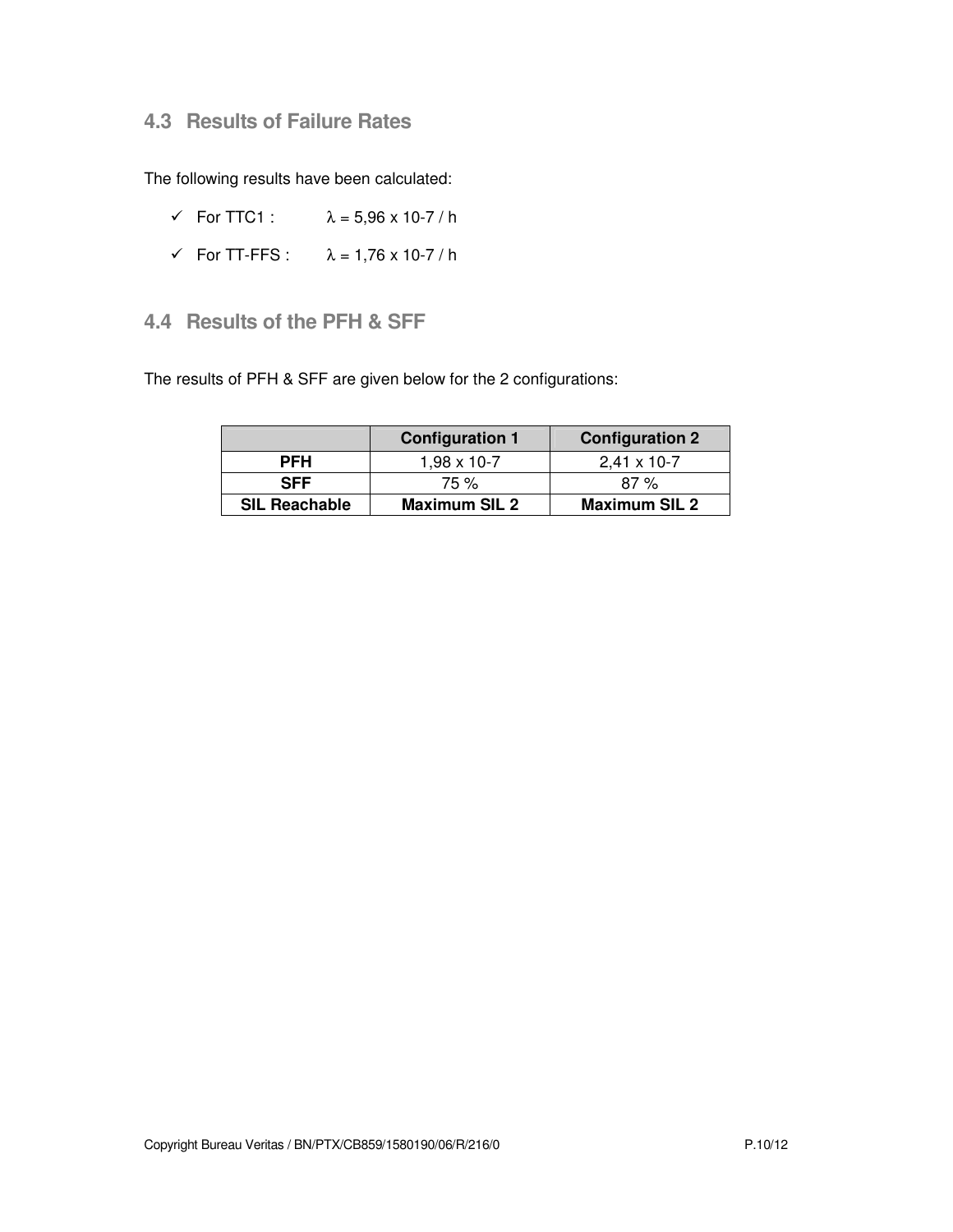## 4.3 Results of Failure Rates

The following results have been calculated:

- ✓ For TTC1 : $\lambda$ = 5,96 x 10-7 / h
- ✓ For TT-FFS : $\lambda$ = 1,76 x 10-7 / h

## 4.4 Results of the PFH & SFF

The results of PFH & SFF are given below for the 2 configurations:

| | **Configuration 1** | **Configuration 2** |
|---|---|---|
| **PFH** | 1,98 x 10-7 | 2,41 x 10-7 |
| **SFF** | 75 % | 87 % |
| **SIL Reachable** | **Maximum SIL 2** | **Maximum SIL 2** |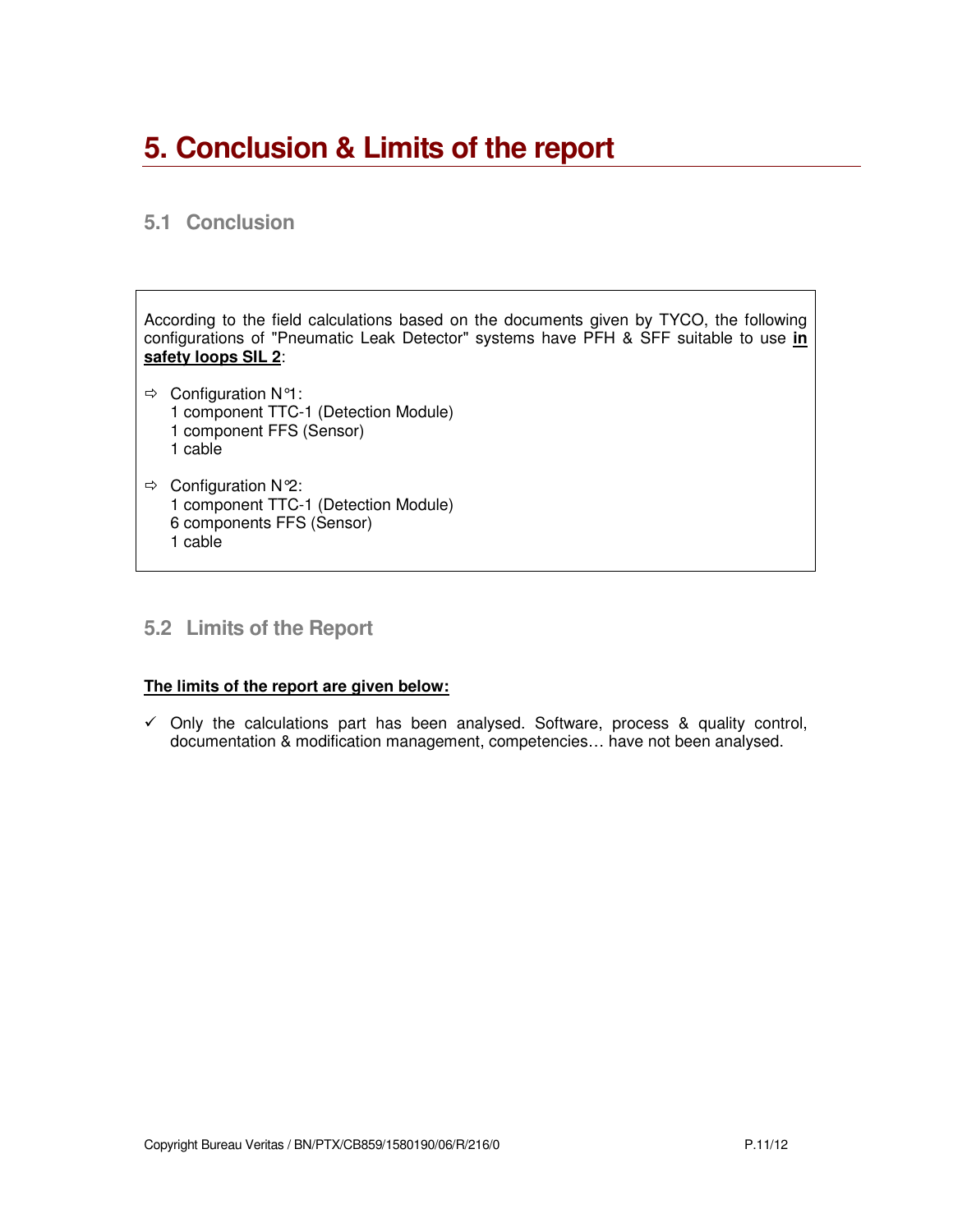# 5. Conclusion & Limits of the report

## 5.1 Conclusion

According to the field calculations based on the documents given by TYCO, the following configurations of "Pneumatic Leak Detector" systems have PFH & SFF suitable to use **<u>in safety loops SIL 2</u>**:

- ⇨ Configuration N°1:
  1 component TTC-1 (Detection Module)
  1 component FFS (Sensor)
  1 cable

- ⇨ Configuration N°2:
  1 component TTC-1 (Detection Module)
  6 components FFS (Sensor)
  1 cable

## 5.2 Limits of the Report

**<u>The limits of the report are given below:</u>**

- ✓ Only the calculations part has been analysed. Software, process & quality control, documentation & modification management, competencies… have not been analysed.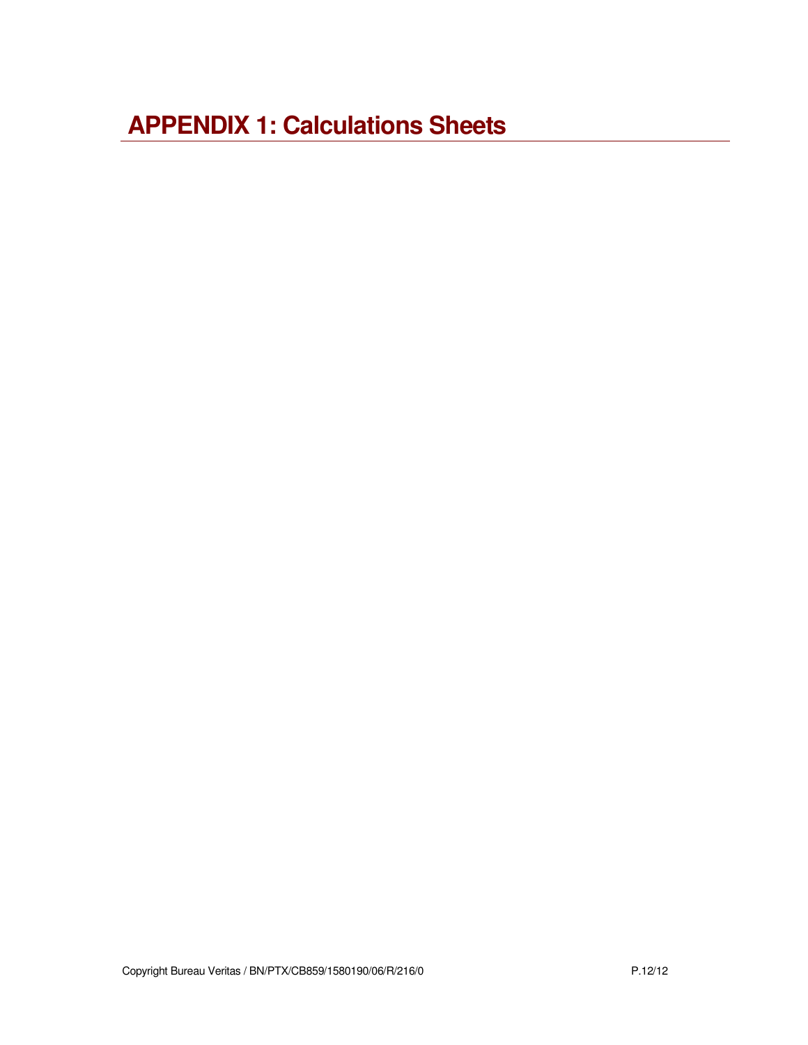# APPENDIX 1: Calculations Sheets